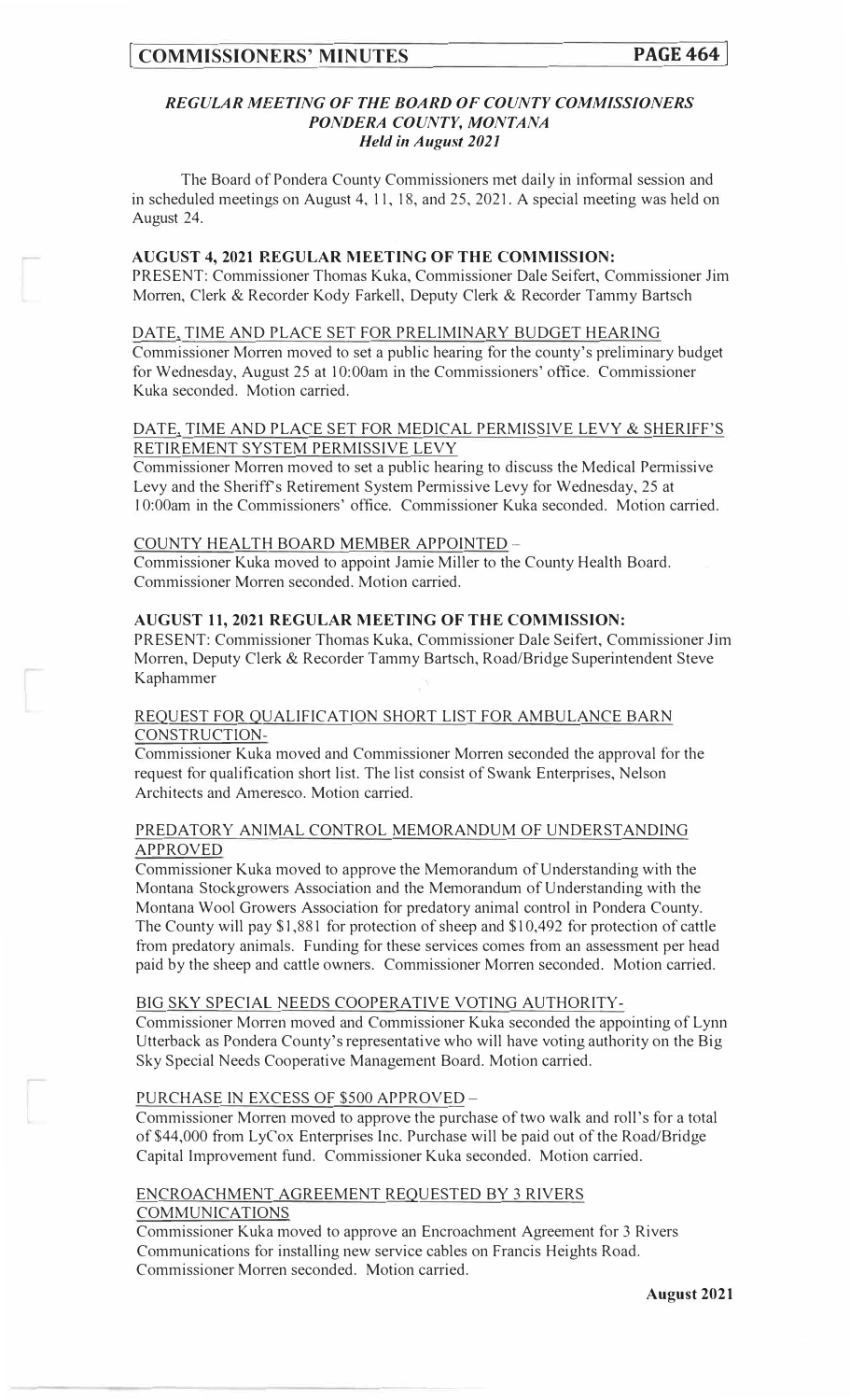### *REGULAR MEETING OF THE BOARD OF COUNTY COMMISSIONERS*
### *PONDERA COUNTY, MONTANA*
### *Held in August 2021*

The Board of Pondera County Commissioners met daily in informal session and in scheduled meetings on August 4, 11, 18, and 25, 2021. A special meeting was held on August 24.

**AUGUST 4, 2021 REGULAR MEETING OF THE COMMISSION:**
PRESENT: Commissioner Thomas Kuka, Commissioner Dale Seifert, Commissioner Jim Morren, Clerk & Recorder Kody Farkell, Deputy Clerk & Recorder Tammy Bartsch

DATE, TIME AND PLACE SET FOR PRELIMINARY BUDGET HEARING
Commissioner Morren moved to set a public hearing for the county's preliminary budget for Wednesday, August 25 at 10:00am in the Commissioners' office. Commissioner Kuka seconded. Motion carried.

DATE, TIME AND PLACE SET FOR MEDICAL PERMISSIVE LEVY & SHERIFF'S RETIREMENT SYSTEM PERMISSIVE LEVY
Commissioner Morren moved to set a public hearing to discuss the Medical Permissive Levy and the Sheriff's Retirement System Permissive Levy for Wednesday, 25 at 10:00am in the Commissioners' office. Commissioner Kuka seconded. Motion carried.

COUNTY HEALTH BOARD MEMBER APPOINTED –
Commissioner Kuka moved to appoint Jamie Miller to the County Health Board. Commissioner Morren seconded. Motion carried.

**AUGUST 11, 2021 REGULAR MEETING OF THE COMMISSION:**
PRESENT: Commissioner Thomas Kuka, Commissioner Dale Seifert, Commissioner Jim Morren, Deputy Clerk & Recorder Tammy Bartsch, Road/Bridge Superintendent Steve Kaphammer

REQUEST FOR QUALIFICATION SHORT LIST FOR AMBULANCE BARN CONSTRUCTION-
Commissioner Kuka moved and Commissioner Morren seconded the approval for the request for qualification short list. The list consist of Swank Enterprises, Nelson Architects and Ameresco. Motion carried.

PREDATORY ANIMAL CONTROL MEMORANDUM OF UNDERSTANDING APPROVED
Commissioner Kuka moved to approve the Memorandum of Understanding with the Montana Stockgrowers Association and the Memorandum of Understanding with the Montana Wool Growers Association for predatory animal control in Pondera County. The County will pay $1,881 for protection of sheep and $10,492 for protection of cattle from predatory animals. Funding for these services comes from an assessment per head paid by the sheep and cattle owners. Commissioner Morren seconded. Motion carried.

BIG SKY SPECIAL NEEDS COOPERATIVE VOTING AUTHORITY-
Commissioner Morren moved and Commissioner Kuka seconded the appointing of Lynn Utterback as Pondera County's representative who will have voting authority on the Big Sky Special Needs Cooperative Management Board. Motion carried.

PURCHASE IN EXCESS OF $500 APPROVED –
Commissioner Morren moved to approve the purchase of two walk and roll's for a total of $44,000 from LyCox Enterprises Inc. Purchase will be paid out of the Road/Bridge Capital Improvement fund. Commissioner Kuka seconded. Motion carried.

ENCROACHMENT AGREEMENT REQUESTED BY 3 RIVERS COMMUNICATIONS
Commissioner Kuka moved to approve an Encroachment Agreement for 3 Rivers Communications for installing new service cables on Francis Heights Road. Commissioner Morren seconded. Motion carried.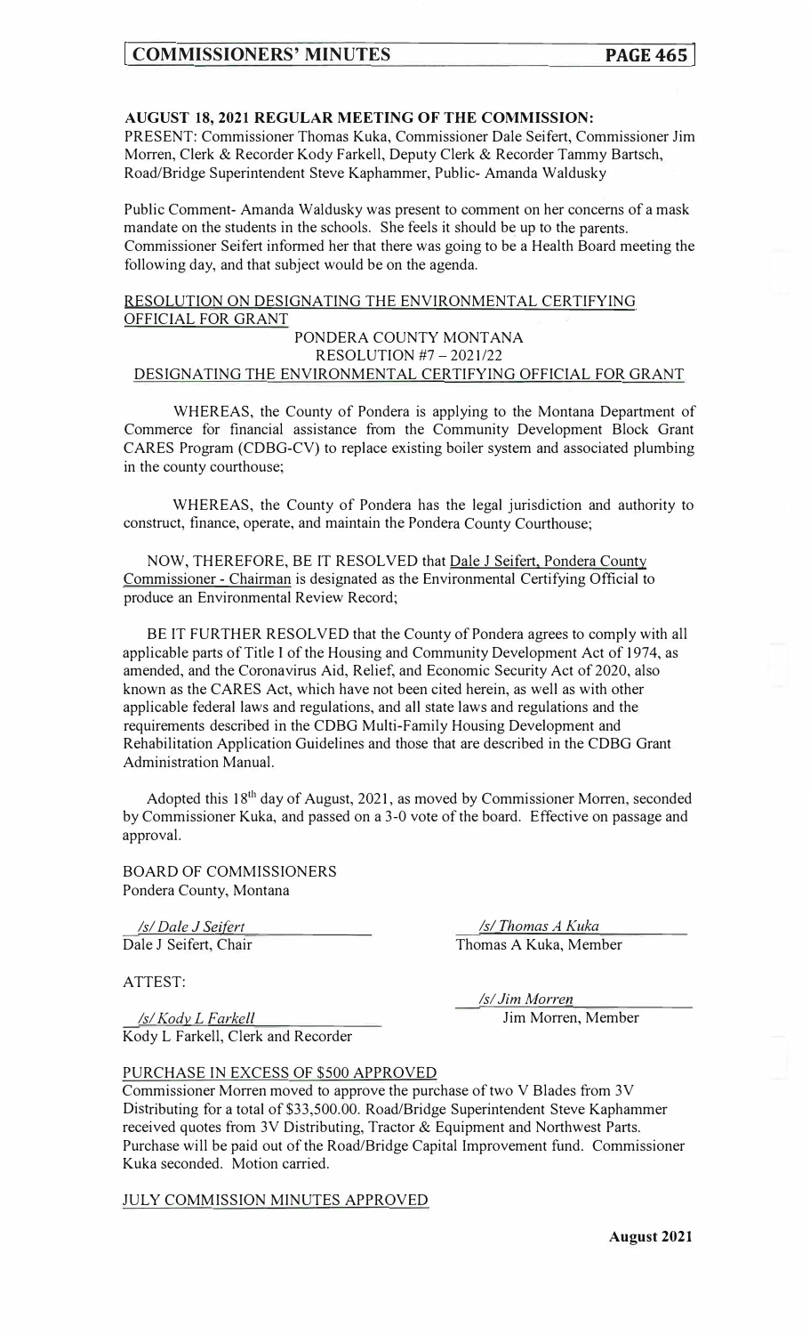### AUGUST 18, 2021 REGULAR MEETING OF THE COMMISSION:

PRESENT: Commissioner Thomas Kuka, Commissioner Dale Seifert, Commissioner Jim Morren, Clerk & Recorder Kody Farkell, Deputy Clerk & Recorder Tammy Bartsch, Road/Bridge Superintendent Steve Kaphammer, Public- Amanda Waldusky

Public Comment- Amanda Waldusky was present to comment on her concerns of a mask mandate on the students in the schools. She feels it should be up to the parents. Commissioner Seifert informed her that there was going to be a Health Board meeting the following day, and that subject would be on the agenda.

RESOLUTION ON DESIGNATING THE ENVIRONMENTAL CERTIFYING OFFICIAL FOR GRANT

PONDERA COUNTY MONTANA
RESOLUTION #7 – 2021/22
DESIGNATING THE ENVIRONMENTAL CERTIFYING OFFICIAL FOR GRANT

WHEREAS, the County of Pondera is applying to the Montana Department of Commerce for financial assistance from the Community Development Block Grant CARES Program (CDBG-CV) to replace existing boiler system and associated plumbing in the county courthouse;

WHEREAS, the County of Pondera has the legal jurisdiction and authority to construct, finance, operate, and maintain the Pondera County Courthouse;

NOW, THEREFORE, BE IT RESOLVED that Dale J Seifert, Pondera County Commissioner - Chairman is designated as the Environmental Certifying Official to produce an Environmental Review Record;

BE IT FURTHER RESOLVED that the County of Pondera agrees to comply with all applicable parts of Title I of the Housing and Community Development Act of 1974, as amended, and the Coronavirus Aid, Relief, and Economic Security Act of 2020, also known as the CARES Act, which have not been cited herein, as well as with other applicable federal laws and regulations, and all state laws and regulations and the requirements described in the CDBG Multi-Family Housing Development and Rehabilitation Application Guidelines and those that are described in the CDBG Grant Administration Manual.

Adopted this 18th day of August, 2021, as moved by Commissioner Morren, seconded by Commissioner Kuka, and passed on a 3-0 vote of the board. Effective on passage and approval.

BOARD OF COMMISSIONERS
Pondera County, Montana

*/s/ Dale J Seifert*
Dale J Seifert, Chair

*/s/ Thomas A Kuka*
Thomas A Kuka, Member

*/s/ Jim Morren*
Jim Morren, Member

ATTEST:

*/s/ Kody L Farkell*
Kody L Farkell, Clerk and Recorder

PURCHASE IN EXCESS OF $500 APPROVED

Commissioner Morren moved to approve the purchase of two V Blades from 3V Distributing for a total of $33,500.00. Road/Bridge Superintendent Steve Kaphammer received quotes from 3V Distributing, Tractor & Equipment and Northwest Parts. Purchase will be paid out of the Road/Bridge Capital Improvement fund. Commissioner Kuka seconded. Motion carried.

JULY COMMISSION MINUTES APPROVED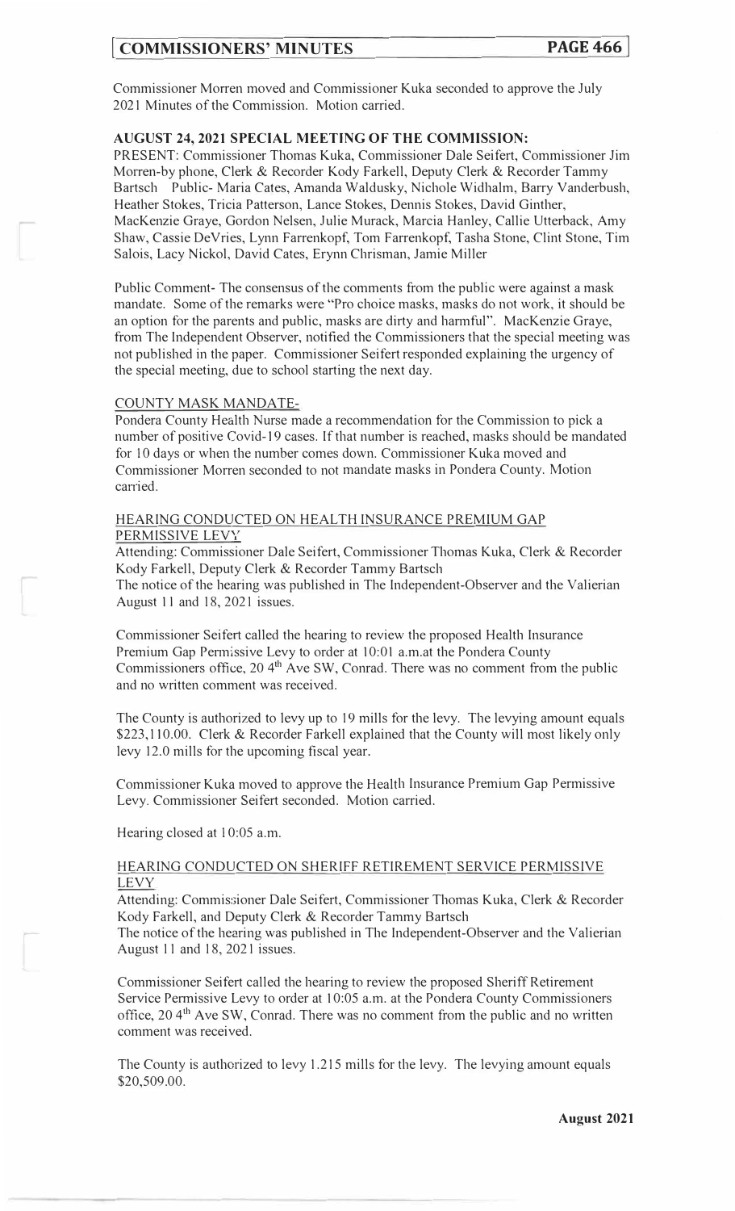Commissioner Morren moved and Commissioner Kuka seconded to approve the July 2021 Minutes of the Commission. Motion carried.

**AUGUST 24, 2021 SPECIAL MEETING OF THE COMMISSION:**

PRESENT: Commissioner Thomas Kuka, Commissioner Dale Seifert, Commissioner Jim Morren-by phone, Clerk & Recorder Kody Farkell, Deputy Clerk & Recorder Tammy Bartsch Public- Maria Cates, Amanda Waldusky, Nichole Widhalm, Barry Vanderbush, Heather Stokes, Tricia Patterson, Lance Stokes, Dennis Stokes, David Ginther, MacKenzie Graye, Gordon Nelsen, Julie Murack, Marcia Hanley, Callie Utterback, Amy Shaw, Cassie DeVries, Lynn Farrenkopf, Tom Farrenkopf, Tasha Stone, Clint Stone, Tim Salois, Lacy Nickol, David Cates, Erynn Chrisman, Jamie Miller

Public Comment- The consensus of the comments from the public were against a mask mandate. Some of the remarks were "Pro choice masks, masks do not work, it should be an option for the parents and public, masks are dirty and harmful". MacKenzie Graye, from The Independent Observer, notified the Commissioners that the special meeting was not published in the paper. Commissioner Seifert responded explaining the urgency of the special meeting, due to school starting the next day.

COUNTY MASK MANDATE-

Pondera County Health Nurse made a recommendation for the Commission to pick a number of positive Covid-19 cases. If that number is reached, masks should be mandated for 10 days or when the number comes down. Commissioner Kuka moved and Commissioner Morren seconded to not mandate masks in Pondera County. Motion carried.

HEARING CONDUCTED ON HEALTH INSURANCE PREMIUM GAP PERMISSIVE LEVY

Attending: Commissioner Dale Seifert, Commissioner Thomas Kuka, Clerk & Recorder Kody Farkell, Deputy Clerk & Recorder Tammy Bartsch

The notice of the hearing was published in The Independent-Observer and the Valierian August 11 and 18, 2021 issues.

Commissioner Seifert called the hearing to review the proposed Health Insurance Premium Gap Permissive Levy to order at 10:01 a.m.at the Pondera County Commissioners office, 20 4th Ave SW, Conrad. There was no comment from the public and no written comment was received.

The County is authorized to levy up to 19 mills for the levy. The levying amount equals $223,110.00. Clerk & Recorder Farkell explained that the County will most likely only levy 12.0 mills for the upcoming fiscal year.

Commissioner Kuka moved to approve the Health Insurance Premium Gap Permissive Levy. Commissioner Seifert seconded. Motion carried.

Hearing closed at 10:05 a.m.

HEARING CONDUCTED ON SHERIFF RETIREMENT SERVICE PERMISSIVE LEVY

Attending: Commissioner Dale Seifert, Commissioner Thomas Kuka, Clerk & Recorder Kody Farkell, and Deputy Clerk & Recorder Tammy Bartsch

The notice of the hearing was published in The Independent-Observer and the Valierian August 11 and 18, 2021 issues.

Commissioner Seifert called the hearing to review the proposed Sheriff Retirement Service Permissive Levy to order at 10:05 a.m. at the Pondera County Commissioners office, 20 4th Ave SW, Conrad. There was no comment from the public and no written comment was received.

The County is authorized to levy 1.215 mills for the levy. The levying amount equals $20,509.00.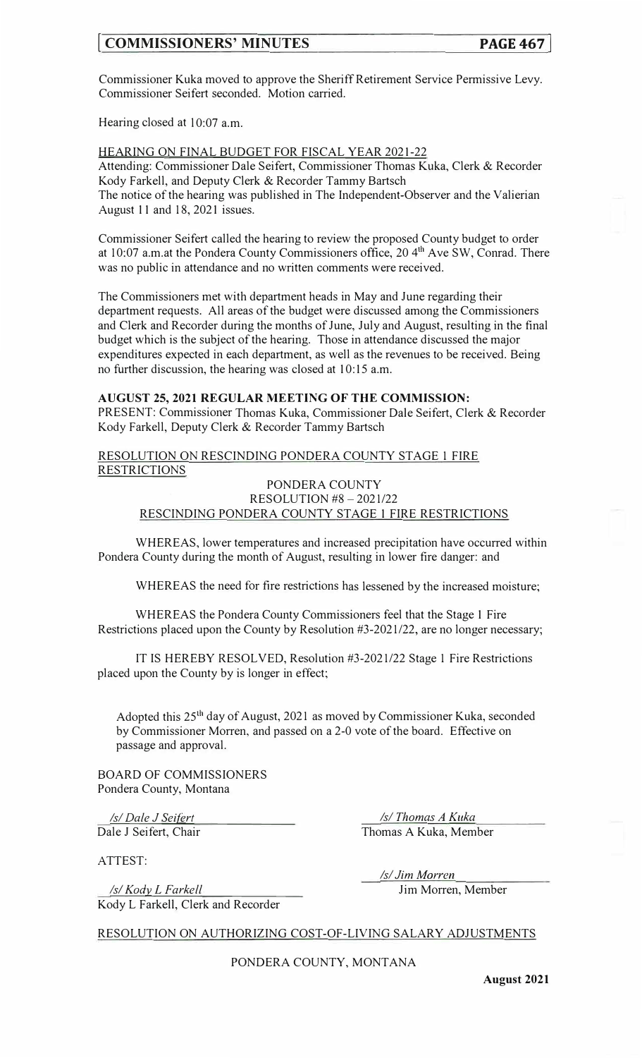Commissioner Kuka moved to approve the Sheriff Retirement Service Permissive Levy. Commissioner Seifert seconded. Motion carried.

Hearing closed at 10:07 a.m.

HEARING ON FINAL BUDGET FOR FISCAL YEAR 2021-22

Attending: Commissioner Dale Seifert, Commissioner Thomas Kuka, Clerk & Recorder Kody Farkell, and Deputy Clerk & Recorder Tammy Bartsch

The notice of the hearing was published in The Independent-Observer and the Valierian August 11 and 18, 2021 issues.

Commissioner Seifert called the hearing to review the proposed County budget to order at 10:07 a.m.at the Pondera County Commissioners office, 20 4th Ave SW, Conrad. There was no public in attendance and no written comments were received.

The Commissioners met with department heads in May and June regarding their department requests. All areas of the budget were discussed among the Commissioners and Clerk and Recorder during the months of June, July and August, resulting in the final budget which is the subject of the hearing. Those in attendance discussed the major expenditures expected in each department, as well as the revenues to be received. Being no further discussion, the hearing was closed at 10:15 a.m.

**AUGUST 25, 2021 REGULAR MEETING OF THE COMMISSION:**

PRESENT: Commissioner Thomas Kuka, Commissioner Dale Seifert, Clerk & Recorder Kody Farkell, Deputy Clerk & Recorder Tammy Bartsch

RESOLUTION ON RESCINDING PONDERA COUNTY STAGE 1 FIRE RESTRICTIONS

PONDERA COUNTY
RESOLUTION #8 – 2021/22
RESCINDING PONDERA COUNTY STAGE 1 FIRE RESTRICTIONS

WHEREAS, lower temperatures and increased precipitation have occurred within Pondera County during the month of August, resulting in lower fire danger: and

WHEREAS the need for fire restrictions has lessened by the increased moisture;

WHEREAS the Pondera County Commissioners feel that the Stage 1 Fire Restrictions placed upon the County by Resolution #3-2021/22, are no longer necessary;

IT IS HEREBY RESOLVED, Resolution #3-2021/22 Stage 1 Fire Restrictions placed upon the County by is longer in effect;

Adopted this 25th day of August, 2021 as moved by Commissioner Kuka, seconded by Commissioner Morren, and passed on a 2-0 vote of the board. Effective on passage and approval.

BOARD OF COMMISSIONERS
Pondera County, Montana

*/s/ Dale J Seifert*
Dale J Seifert, Chair

*/s/ Thomas A Kuka*
Thomas A Kuka, Member

ATTEST:

*/s/ Jim Morren*
Jim Morren, Member

*/s/ Kody L Farkell*
Kody L Farkell, Clerk and Recorder

RESOLUTION ON AUTHORIZING COST-OF-LIVING SALARY ADJUSTMENTS

PONDERA COUNTY, MONTANA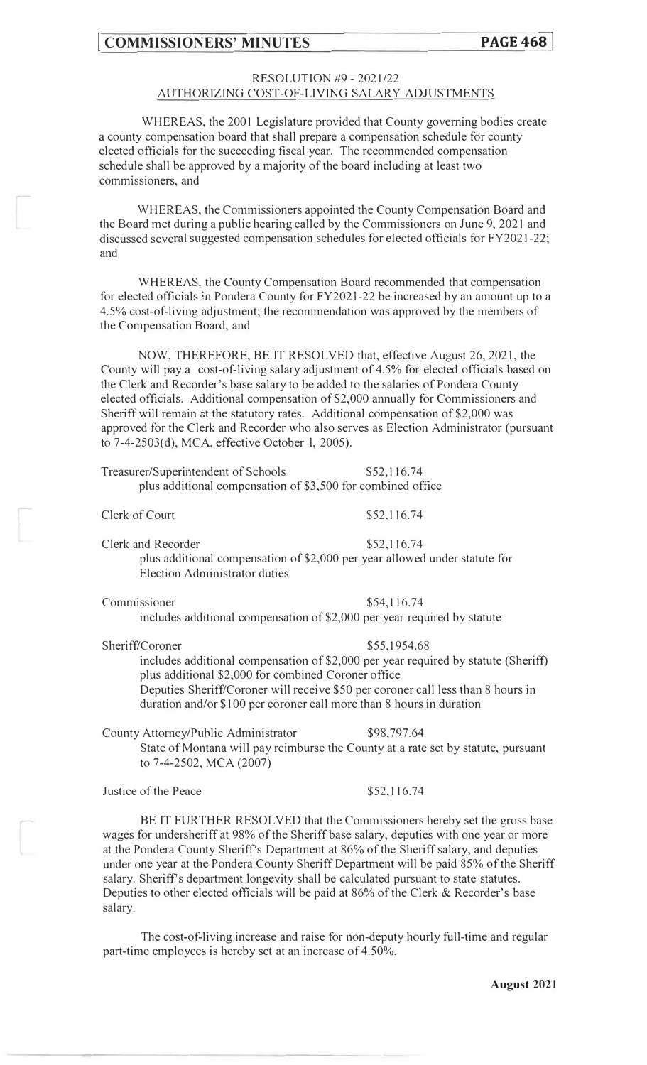## RESOLUTION #9 - 2021/22
## AUTHORIZING COST-OF-LIVING SALARY ADJUSTMENTS

WHEREAS, the 2001 Legislature provided that County governing bodies create a county compensation board that shall prepare a compensation schedule for county elected officials for the succeeding fiscal year. The recommended compensation schedule shall be approved by a majority of the board including at least two commissioners, and

WHEREAS, the Commissioners appointed the County Compensation Board and the Board met during a public hearing called by the Commissioners on June 9, 2021 and discussed several suggested compensation schedules for elected officials for FY2021-22; and

WHEREAS, the County Compensation Board recommended that compensation for elected officials in Pondera County for FY2021-22 be increased by an amount up to a 4.5% cost-of-living adjustment; the recommendation was approved by the members of the Compensation Board, and

NOW, THEREFORE, BE IT RESOLVED that, effective August 26, 2021, the County will pay a cost-of-living salary adjustment of 4.5% for elected officials based on the Clerk and Recorder's base salary to be added to the salaries of Pondera County elected officials. Additional compensation of $2,000 annually for Commissioners and Sheriff will remain at the statutory rates. Additional compensation of $2,000 was approved for the Clerk and Recorder who also serves as Election Administrator (pursuant to 7-4-2503(d), MCA, effective October 1, 2005).

Treasurer/Superintendent of Schools — $52,116.74
plus additional compensation of $3,500 for combined office

Clerk of Court — $52,116.74

Clerk and Recorder — $52,116.74
plus additional compensation of $2,000 per year allowed under statute for Election Administrator duties

Commissioner — $54,116.74
includes additional compensation of $2,000 per year required by statute

Sheriff/Coroner — $55,1954.68
includes additional compensation of $2,000 per year required by statute (Sheriff) plus additional $2,000 for combined Coroner office
Deputies Sheriff/Coroner will receive $50 per coroner call less than 8 hours in duration and/or $100 per coroner call more than 8 hours in duration

County Attorney/Public Administrator — $98,797.64
State of Montana will pay reimburse the County at a rate set by statute, pursuant to 7-4-2502, MCA (2007)

Justice of the Peace — $52,116.74

BE IT FURTHER RESOLVED that the Commissioners hereby set the gross base wages for undersheriff at 98% of the Sheriff base salary, deputies with one year or more at the Pondera County Sheriff's Department at 86% of the Sheriff salary, and deputies under one year at the Pondera County Sheriff Department will be paid 85% of the Sheriff salary. Sheriff's department longevity shall be calculated pursuant to state statutes. Deputies to other elected officials will be paid at 86% of the Clerk & Recorder's base salary.

The cost-of-living increase and raise for non-deputy hourly full-time and regular part-time employees is hereby set at an increase of 4.50%.

**August 2021**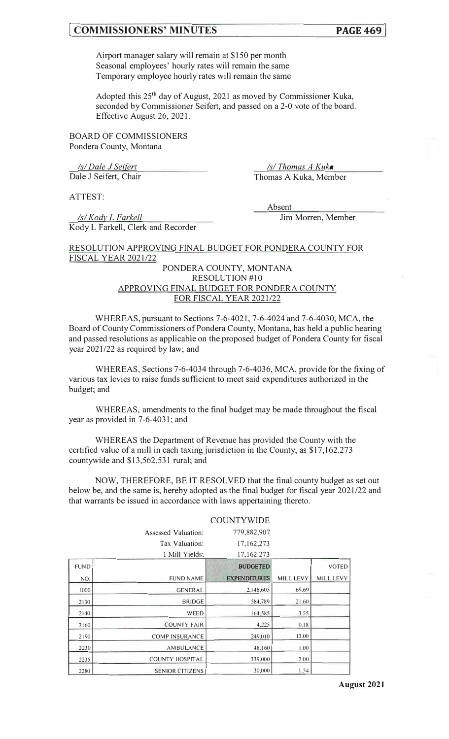Airport manager salary will remain at $150 per month
Seasonal employees' hourly rates will remain the same
Temporary employee hourly rates will remain the same

Adopted this 25th day of August, 2021 as moved by Commissioner Kuka, seconded by Commissioner Seifert, and passed on a 2-0 vote of the board. Effective August 26, 2021.

BOARD OF COMMISSIONERS
Pondera County, Montana

*/s/ Dale J Seifert*
Dale J Seifert, Chair

*/s/ Thomas A Kuka*
Thomas A Kuka, Member

ATTEST:

*/s/ Kody L Farkell*
Kody L Farkell, Clerk and Recorder

Absent
Jim Morren, Member

RESOLUTION APPROVING FINAL BUDGET FOR PONDERA COUNTY FOR FISCAL YEAR 2021/22

PONDERA COUNTY, MONTANA
RESOLUTION #10
APPROVING FINAL BUDGET FOR PONDERA COUNTY
FOR FISCAL YEAR 2021/22

WHEREAS, pursuant to Sections 7-6-4021, 7-6-4024 and 7-6-4030, MCA, the Board of County Commissioners of Pondera County, Montana, has held a public hearing and passed resolutions as applicable on the proposed budget of Pondera County for fiscal year 2021/22 as required by law; and

WHEREAS, Sections 7-6-4034 through 7-6-4036, MCA, provide for the fixing of various tax levies to raise funds sufficient to meet said expenditures authorized in the budget; and

WHEREAS, amendments to the final budget may be made throughout the fiscal year as provided in 7-6-4031; and

WHEREAS the Department of Revenue has provided the County with the certified value of a mill in each taxing jurisdiction in the County, as $17,162.273 countywide and $13,562.531 rural; and

NOW, THEREFORE, BE IT RESOLVED that the final county budget as set out below be, and the same is, hereby adopted as the final budget for fiscal year 2021/22 and that warrants be issued in accordance with laws appertaining thereto.

COUNTYWIDE

Assessed Valuation: 779,882,907
Tax Valuation: 17,162,273
1 Mill Yields: 17,162.273

| FUND NO. | FUND NAME | BUDGETED EXPENDITURES | MILL LEVY | VOTED MILL LEVY |
|---|---|---|---|---|
| 1000 | GENERAL | 2,146,605 | 69.69 | |
| 2130 | BRIDGE | 584,789 | 21.60 | |
| 2140 | WEED | 164,585 | 3.55 | |
| 2160 | COUNTY FAIR | 4,225 | 0.18 | |
| 2190 | COMP INSURANCE | 249,010 | 13.00 | |
| 2230 | AMBULANCE | 48,160 | 1.00 | |
| 2235 | COUNTY HOSPITAL | 339,000 | 2.00 | |
| 2280 | SENIOR CITIZENS | 30,000 | 1.54 | |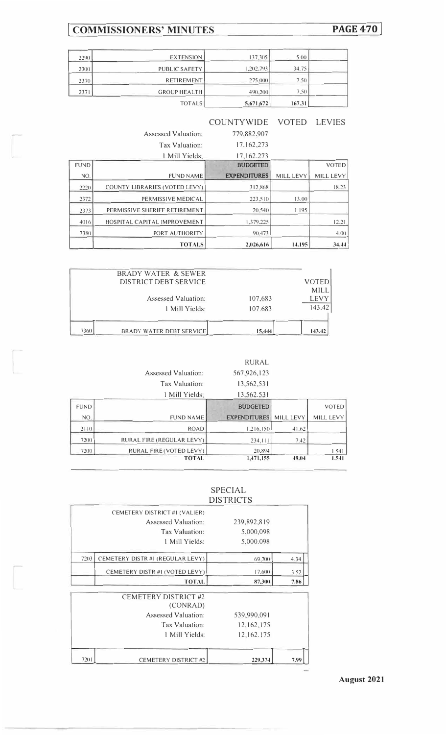| | | | | |
|---|---|---|---|---|
| 2290 | EXTENSION | 137,305 | 5.00 | |
| 2300 | PUBLIC SAFETY | 1,202,793 | 34.75 | |
| 2370 | RETIREMENT | 275,000 | 7.50 | |
| 2371 | GROUP HEALTH | 490,200 | 7.50 | |
| | TOTALS | **5,671,672** | **167.31** | |

## COUNTYWIDE VOTED LEVIES

Assessed Valuation: 779,882,907

Tax Valuation: 17,162,273

1 Mill Yields: 17,162,273

| FUND NO. | FUND NAME | BUDGETED EXPENDITURES | MILL LEVY | VOTED MILL LEVY |
|---|---|---|---|---|
| 2220 | COUNTY LIBRARIES (VOTED LEVY) | 312,868 | | 18.23 |
| 2372 | PERMISSIVE MEDICAL | 223,510 | 13.00 | |
| 2373 | PERMISSIVE SHERIFF RETIREMENT | 20,540 | 1.195 | |
| 4016 | HOSPITAL CAPITAL IMPROVEMENT | 1,379,225 | | 12.21 |
| 7380 | PORT AUTHORITY | 90,473 | | 4.00 |
| | **TOTALS** | **2,026,616** | **14.195** | **34.44** |

## BRADY WATER & SEWER DISTRICT DEBT SERVICE

Assessed Valuation: 107,683

1 Mill Yields: 107,683

VOTED MILL LEVY: 143.42

| | | | | VOTED MILL LEVY |
|---|---|---|---|---|
| 7360 | BRADY WATER DEBT SERVICE | **15,444** | | **143.42** |

## RURAL

Assessed Valuation: 567,926,123

Tax Valuation: 13,562,531

1 Mill Yields: 13,562,531

| FUND NO. | FUND NAME | BUDGETED EXPENDITURES | MILL LEVY | VOTED MILL LEVY |
|---|---|---|---|---|
| 2110 | ROAD | 1,216,150 | 41.62 | |
| 7200 | RURAL FIRE (REGULAR LEVY) | 234,111 | 7.42 | |
| 7200 | RURAL FIRE (VOTED LEVY) | 20,894 | | 1.541 |
| | **TOTAL** | **1,471,155** | **49.04** | **1.541** |

## SPECIAL DISTRICTS

CEMETERY DISTRICT #1 (VALIER)

Assessed Valuation: 239,892,819

Tax Valuation: 5,000,098

1 Mill Yields: 5,000,098

| | | | |
|---|---|---|---|
| 7203 | CEMETERY DISTR #1 (REGULAR LEVY) | 69,700 | 4.34 |
| | CEMETERY DISTR #1 (VOTED LEVY) | 17,600 | 3.52 |
| | **TOTAL** | **87,300** | **7.86** |

CEMETERY DISTRICT #2 (CONRAD)

Assessed Valuation: 539,990,091

Tax Valuation: 12,162,175

1 Mill Yields: 12,162,175

| | | | |
|---|---|---|---|
| 7201 | CEMETERY DISTRICT #2 | **229,374** | **7.99** |

**August 2021**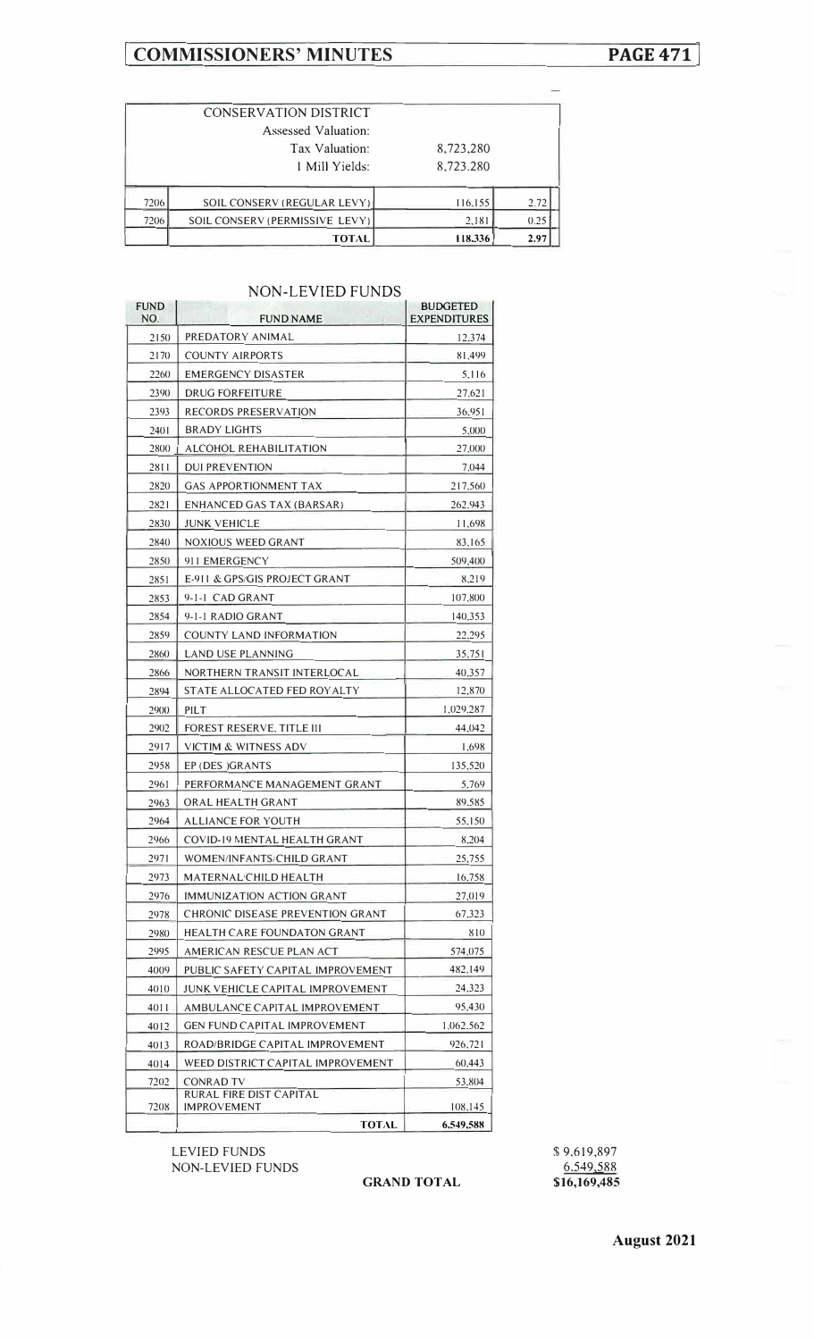| | CONSERVATION DISTRICT | | |
|---|---|---|---|
| | Assessed Valuation: | | |
| | Tax Valuation: | 8,723,280 | |
| | 1 Mill Yields: | 8,723,280 | |
| 7206 | SOIL CONSERV (REGULAR LEVY) | 116,155 | 2.72 |
| 7206 | SOIL CONSERV (PERMISSIVE LEVY) | 2,181 | 0.25 |
| | TOTAL | 118,336 | 2.97 |

## NON-LEVIED FUNDS

| FUND NO. | FUND NAME | BUDGETED EXPENDITURES |
|---|---|---|
| 2150 | PREDATORY ANIMAL | 12,374 |
| 2170 | COUNTY AIRPORTS | 81,499 |
| 2260 | EMERGENCY DISASTER | 5,116 |
| 2390 | DRUG FORFEITURE | 27,621 |
| 2393 | RECORDS PRESERVATION | 36,951 |
| 2401 | BRADY LIGHTS | 5,000 |
| 2800 | ALCOHOL REHABILITATION | 27,000 |
| 2811 | DUI PREVENTION | 7,044 |
| 2820 | GAS APPORTIONMENT TAX | 217,560 |
| 2821 | ENHANCED GAS TAX (BARSAR) | 262,943 |
| 2830 | JUNK VEHICLE | 11,698 |
| 2840 | NOXIOUS WEED GRANT | 83,165 |
| 2850 | 911 EMERGENCY | 509,400 |
| 2851 | E-911 & GPS/GIS PROJECT GRANT | 8,219 |
| 2853 | 9-1-1 CAD GRANT | 107,800 |
| 2854 | 9-1-1 RADIO GRANT | 140,353 |
| 2859 | COUNTY LAND INFORMATION | 22,295 |
| 2860 | LAND USE PLANNING | 35,751 |
| 2866 | NORTHERN TRANSIT INTERLOCAL | 40,357 |
| 2894 | STATE ALLOCATED FED ROYALTY | 12,870 |
| 2900 | PILT | 1,029,287 |
| 2902 | FOREST RESERVE, TITLE III | 44,042 |
| 2917 | VICTIM & WITNESS ADV | 1,698 |
| 2958 | EP (DES )GRANTS | 135,520 |
| 2961 | PERFORMANCE MANAGEMENT GRANT | 5,769 |
| 2963 | ORAL HEALTH GRANT | 89,585 |
| 2964 | ALLIANCE FOR YOUTH | 55,150 |
| 2966 | COVID-19 MENTAL HEALTH GRANT | 8,204 |
| 2971 | WOMEN/INFANTS/CHILD GRANT | 25,755 |
| 2973 | MATERNAL/CHILD HEALTH | 16,758 |
| 2976 | IMMUNIZATION ACTION GRANT | 27,019 |
| 2978 | CHRONIC DISEASE PREVENTION GRANT | 67,323 |
| 2980 | HEALTH CARE FOUNDATON GRANT | 810 |
| 2995 | AMERICAN RESCUE PLAN ACT | 574,075 |
| 4009 | PUBLIC SAFETY CAPITAL IMPROVEMENT | 482,149 |
| 4010 | JUNK VEHICLE CAPITAL IMPROVEMENT | 24,323 |
| 4011 | AMBULANCE CAPITAL IMPROVEMENT | 95,430 |
| 4012 | GEN FUND CAPITAL IMPROVEMENT | 1,062,562 |
| 4013 | ROAD/BRIDGE CAPITAL IMPROVEMENT | 926,721 |
| 4014 | WEED DISTRICT CAPITAL IMPROVEMENT | 60,443 |
| 7202 | CONRAD TV | 53,804 |
| 7208 | RURAL FIRE DIST CAPITAL IMPROVEMENT | 108,145 |
| | TOTAL | 6,549,588 |

| | | |
|---|---|---|
| LEVIED FUNDS | | $ 9,619,897 |
| NON-LEVIED FUNDS | | 6,549,588 |
| | **GRAND TOTAL** | **$16,169,485** |

**August 2021**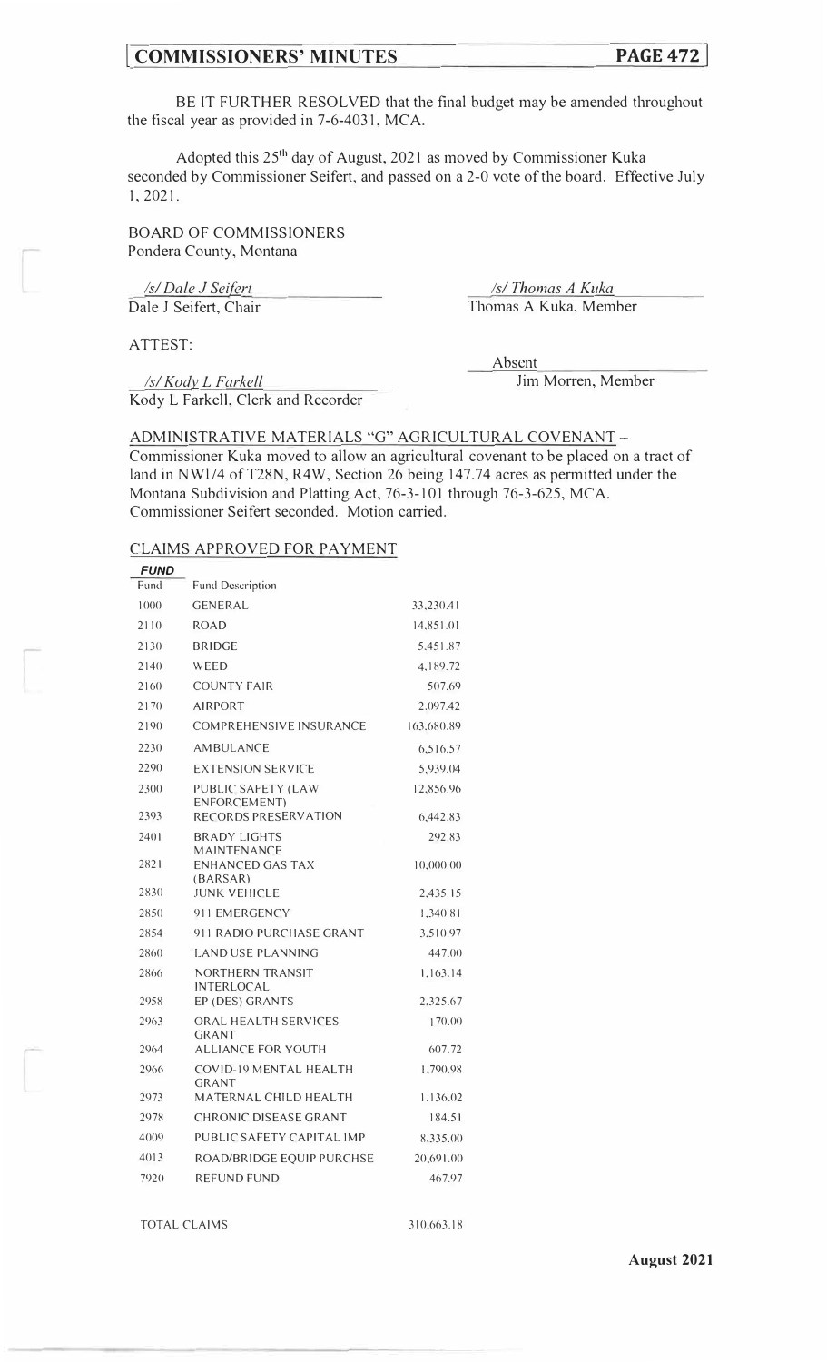BE IT FURTHER RESOLVED that the final budget may be amended throughout the fiscal year as provided in 7-6-4031, MCA.

Adopted this 25th day of August, 2021 as moved by Commissioner Kuka seconded by Commissioner Seifert, and passed on a 2-0 vote of the board. Effective July 1, 2021.

BOARD OF COMMISSIONERS
Pondera County, Montana

*/s/ Dale J Seifert*
Dale J Seifert, Chair

*/s/ Thomas A Kuka*
Thomas A Kuka, Member

ATTEST:

*/s/ Kody L Farkell*
Kody L Farkell, Clerk and Recorder

Absent
Jim Morren, Member

ADMINISTRATIVE MATERIALS "G" AGRICULTURAL COVENANT – Commissioner Kuka moved to allow an agricultural covenant to be placed on a tract of land in NW1/4 of T28N, R4W, Section 26 being 147.74 acres as permitted under the Montana Subdivision and Platting Act, 76-3-101 through 76-3-625, MCA. Commissioner Seifert seconded. Motion carried.

CLAIMS APPROVED FOR PAYMENT

| ***FUND*** | | |
|---|---|---|
| Fund | Fund Description | |
| 1000 | GENERAL | 33,230.41 |
| 2110 | ROAD | 14,851.01 |
| 2130 | BRIDGE | 5,451.87 |
| 2140 | WEED | 4,189.72 |
| 2160 | COUNTY FAIR | 507.69 |
| 2170 | AIRPORT | 2,097.42 |
| 2190 | COMPREHENSIVE INSURANCE | 163,680.89 |
| 2230 | AMBULANCE | 6,516.57 |
| 2290 | EXTENSION SERVICE | 5,939.04 |
| 2300 | PUBLIC SAFETY (LAW ENFORCEMENT) | 12,856.96 |
| 2393 | RECORDS PRESERVATION | 6,442.83 |
| 2401 | BRADY LIGHTS MAINTENANCE | 292.83 |
| 2821 | ENHANCED GAS TAX (BARSAR) | 10,000.00 |
| 2830 | JUNK VEHICLE | 2,435.15 |
| 2850 | 911 EMERGENCY | 1,340.81 |
| 2854 | 911 RADIO PURCHASE GRANT | 3,510.97 |
| 2860 | LAND USE PLANNING | 447.00 |
| 2866 | NORTHERN TRANSIT INTERLOCAL | 1,163.14 |
| 2958 | EP (DES) GRANTS | 2,325.67 |
| 2963 | ORAL HEALTH SERVICES GRANT | 170.00 |
| 2964 | ALLIANCE FOR YOUTH | 607.72 |
| 2966 | COVID-19 MENTAL HEALTH GRANT | 1,790.98 |
| 2973 | MATERNAL CHILD HEALTH | 1,136.02 |
| 2978 | CHRONIC DISEASE GRANT | 184.51 |
| 4009 | PUBLIC SAFETY CAPITAL IMP | 8,335.00 |
| 4013 | ROAD/BRIDGE EQUIP PURCHSE | 20,691.00 |
| 7920 | REFUND FUND | 467.97 |

| | |
|---|---|
| TOTAL CLAIMS | 310,663.18 |

**August 2021**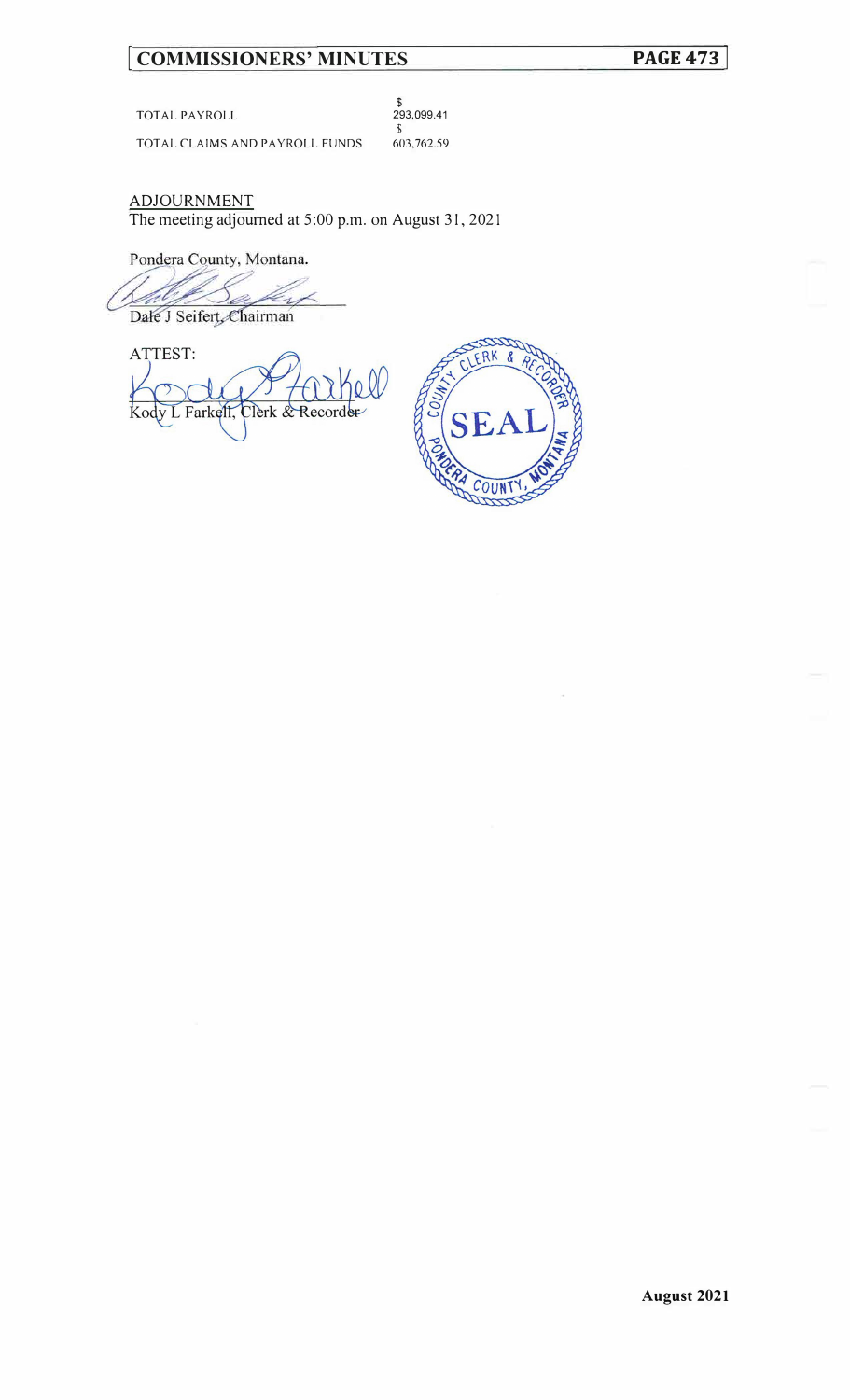| | |
|---|---|
| TOTAL PAYROLL | $ 293,099.41 |
| TOTAL CLAIMS AND PAYROLL FUNDS | $ 603,762.59 |

ADJOURNMENT

The meeting adjourned at 5:00 p.m. on August 31, 2021

Pondera County, Montana.

Dale J Seifert, Chairman

ATTEST:

Kody L Farkell, Clerk & Recorder

COUNTY CLERK & RECORDER SEAL PONDERA COUNTY, MONTANA